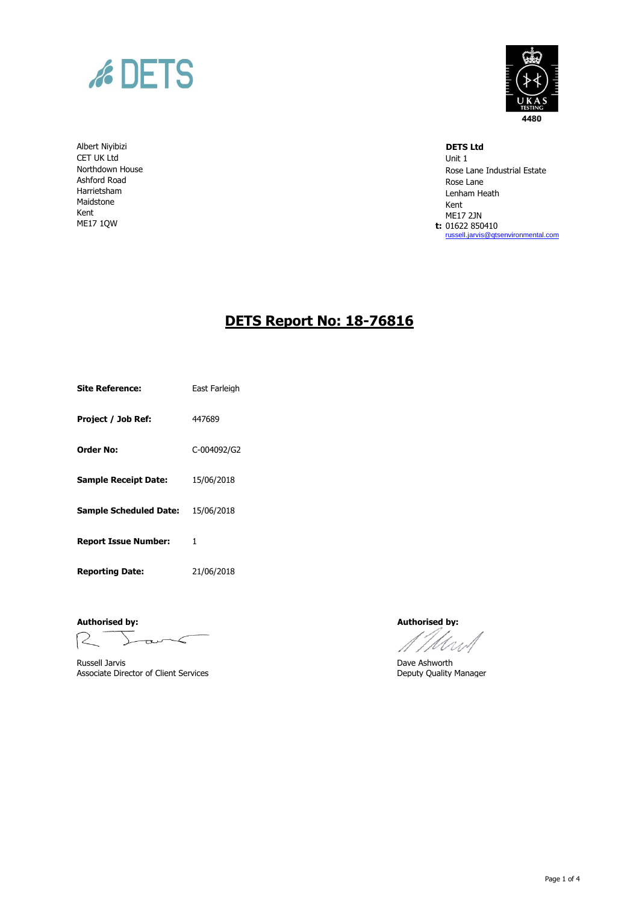DETS

UKAS TESTING 4480

Albert Niyibizi
CET UK Ltd
Northdown House
Ashford Road
Harrietsham
Maidstone
Kent
ME17 1QW

**DETS Ltd**
Unit 1
Rose Lane Industrial Estate
Rose Lane
Lenham Heath
Kent
ME17 2JN
**t:** 01622 850410
russell.jarvis@qtsenvironmental.com

# DETS Report No: 18-76816

| | |
|---|---|
| **Site Reference:** | East Farleigh |
| **Project / Job Ref:** | 447689 |
| **Order No:** | C-004092/G2 |
| **Sample Receipt Date:** | 15/06/2018 |
| **Sample Scheduled Date:** | 15/06/2018 |
| **Report Issue Number:** | 1 |
| **Reporting Date:** | 21/06/2018 |

**Authorised by:**

Russell Jarvis
Associate Director of Client Services

**Authorised by:**

Dave Ashworth
Deputy Quality Manager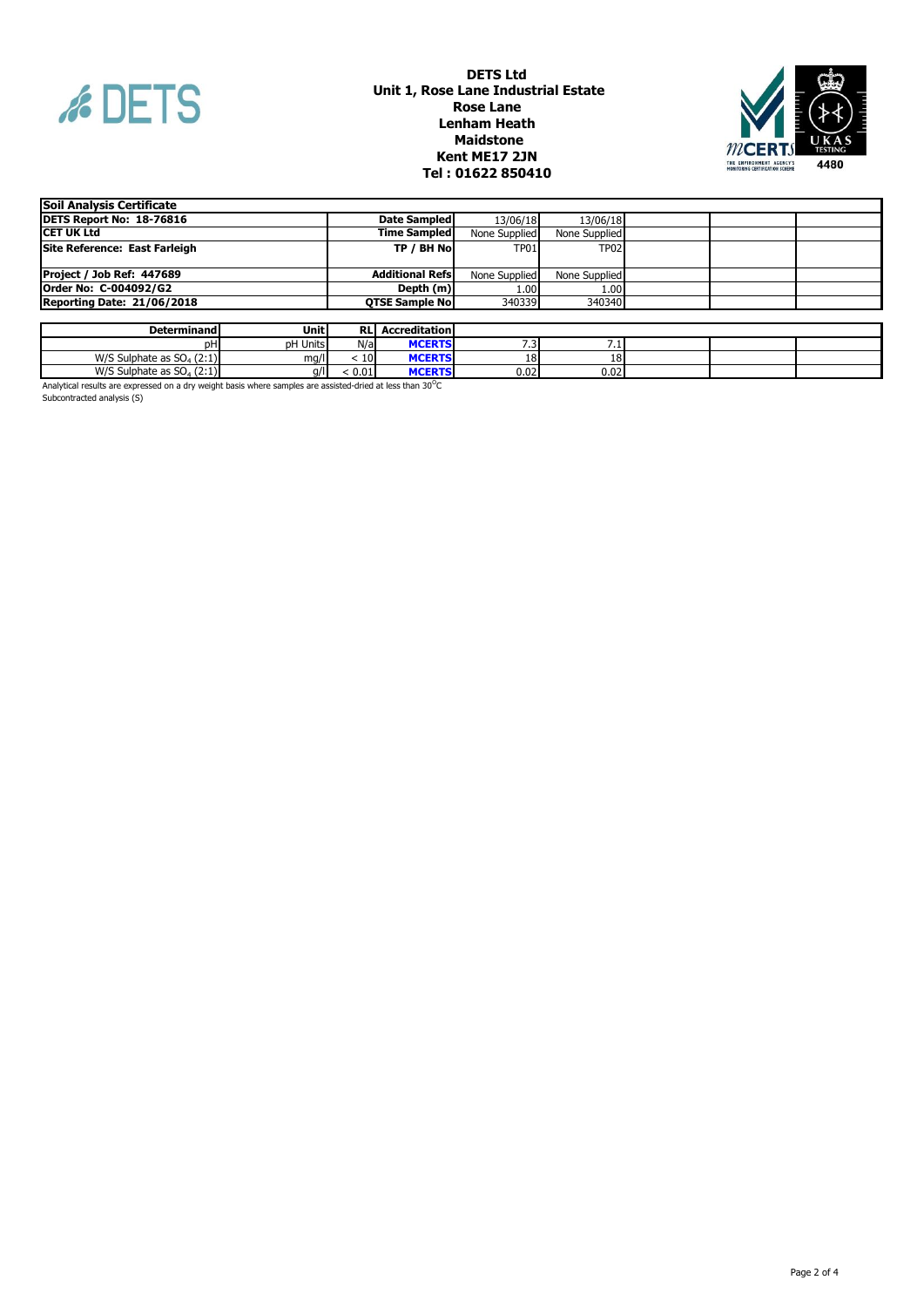**DETS Ltd**
**Unit 1, Rose Lane Industrial Estate**
**Rose Lane**
**Lenham Heath**
**Maidstone**
**Kent ME17 2JN**
**Tel : 01622 850410**

| **Soil Analysis Certificate** | | | | | | |
|---|---|---|---|---|---|---|
| **DETS Report No: 18-76816** | **Date Sampled** | 13/06/18 | 13/06/18 | | | |
| **CET UK Ltd** | **Time Sampled** | None Supplied | None Supplied | | | |
| **Site Reference: East Farleigh** | **TP / BH No** | TP01 | TP02 | | | |
| **Project / Job Ref: 447689** | **Additional Refs** | None Supplied | None Supplied | | | |
| **Order No: C-004092/G2** | **Depth (m)** | 1.00 | 1.00 | | | |
| **Reporting Date: 21/06/2018** | **QTSE Sample No** | 340339 | 340340 | | | |

| **Determinand** | **Unit** | **RL** | **Accreditation** | | | | | |
|---|---|---|---|---|---|---|---|---|
| pH | pH Units | N/a | MCERTS | 7.3 | 7.1 | | | |
| W/S Sulphate as $SO_4$ (2:1) | mg/l | < 10 | MCERTS | 18 | 18 | | | |
| W/S Sulphate as $SO_4$ (2:1) | g/l | < 0.01 | MCERTS | 0.02 | 0.02 | | | |

Analytical results are expressed on a dry weight basis where samples are assisted-dried at less than 30$^{o}$C

Subcontracted analysis (S)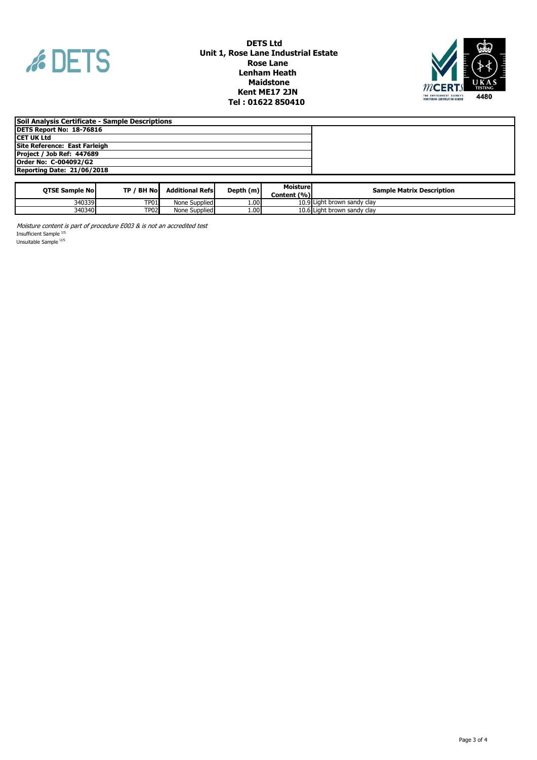**DETS Ltd**
**Unit 1, Rose Lane Industrial Estate**
**Rose Lane**
**Lenham Heath**
**Maidstone**
**Kent ME17 2JN**
**Tel : 01622 850410**

**Soil Analysis Certificate - Sample Descriptions**

**DETS Report No: 18-76816**
**CET UK Ltd**
**Site Reference: East Farleigh**
**Project / Job Ref: 447689**
**Order No: C-004092/G2**
**Reporting Date: 21/06/2018**

| QTSE Sample No | TP / BH No | Additional Refs | Depth (m) | Moisture Content (%) | Sample Matrix Description |
|---|---|---|---|---|---|
| 340339 | TP01 | None Supplied | 1.00 | 10.9 | Light brown sandy clay |
| 340340 | TP02 | None Supplied | 1.00 | 10.6 | Light brown sandy clay |

*Moisture content is part of procedure E003 & is not an accredited test*
Insufficient Sample [I/S]
Unsuitable Sample [U/S]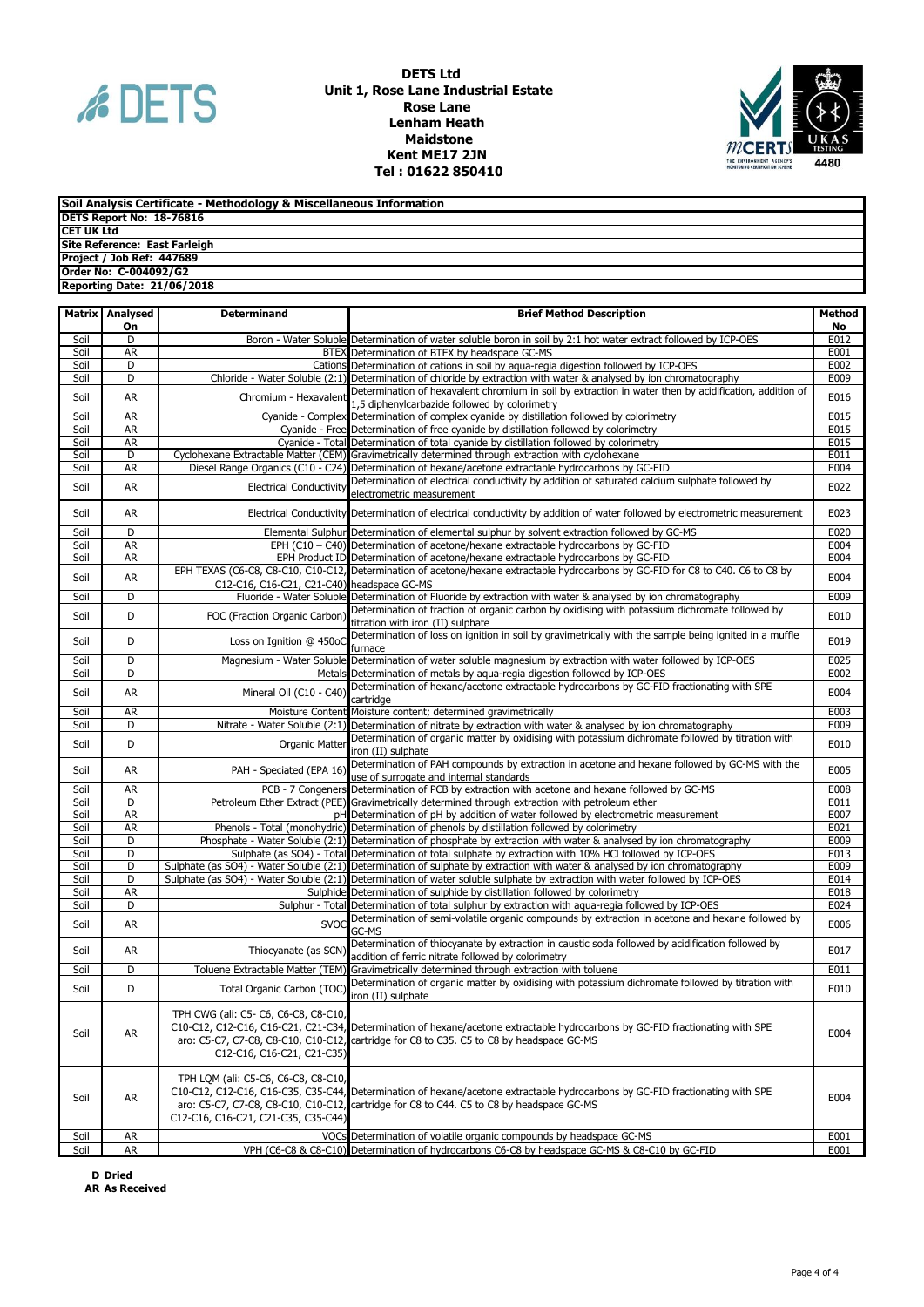**DETS Ltd**
**Unit 1, Rose Lane Industrial Estate**
**Rose Lane**
**Lenham Heath**
**Maidstone**
**Kent ME17 2JN**
**Tel : 01622 850410**

4480

**Soil Analysis Certificate - Methodology & Miscellaneous Information**
**DETS Report No: 18-76816**
**CET UK Ltd**
**Site Reference: East Farleigh**
**Project / Job Ref: 447689**
**Order No: C-004092/G2**
**Reporting Date: 21/06/2018**

| Matrix | Analysed On | Determinand | Brief Method Description | Method No |
|---|---|---|---|---|
| Soil | D | Boron - Water Soluble | Determination of water soluble boron in soil by 2:1 hot water extract followed by ICP-OES | E012 |
| Soil | AR | BTEX | Determination of BTEX by headspace GC-MS | E001 |
| Soil | D | Cations | Determination of cations in soil by aqua-regia digestion followed by ICP-OES | E002 |
| Soil | D | Chloride - Water Soluble (2:1) | Determination of chloride by extraction with water & analysed by ion chromatography | E009 |
| Soil | AR | Chromium - Hexavalent | Determination of hexavalent chromium in soil by extraction in water then by acidification, addition of 1,5 diphenylcarbazide followed by colorimetry | E016 |
| Soil | AR | Cyanide - Complex | Determination of complex cyanide by distillation followed by colorimetry | E015 |
| Soil | AR | Cyanide - Free | Determination of free cyanide by distillation followed by colorimetry | E015 |
| Soil | AR | Cyanide - Total | Determination of total cyanide by distillation followed by colorimetry | E015 |
| Soil | D | Cyclohexane Extractable Matter (CEM) | Gravimetrically determined through extraction with cyclohexane | E011 |
| Soil | AR | Diesel Range Organics (C10 - C24) | Determination of hexane/acetone extractable hydrocarbons by GC-FID | E004 |
| Soil | AR | Electrical Conductivity | Determination of electrical conductivity by addition of saturated calcium sulphate followed by electrometric measurement | E022 |
| Soil | AR | Electrical Conductivity | Determination of electrical conductivity by addition of water followed by electrometric measurement | E023 |
| Soil | D | Elemental Sulphur | Determination of elemental sulphur by solvent extraction followed by GC-MS | E020 |
| Soil | AR | EPH (C10 – C40) | Determination of acetone/hexane extractable hydrocarbons by GC-FID | E004 |
| Soil | AR | EPH Product ID | Determination of acetone/hexane extractable hydrocarbons by GC-FID | E004 |
| Soil | AR | EPH TEXAS (C6-C8, C8-C10, C10-C12, C12-C16, C16-C21, C21-C40) | Determination of acetone/hexane extractable hydrocarbons by GC-FID for C8 to C40. C6 to C8 by headspace GC-MS | E004 |
| Soil | D | Fluoride - Water Soluble | Determination of Fluoride by extraction with water & analysed by ion chromatography | E009 |
| Soil | D | FOC (Fraction Organic Carbon) | Determination of fraction of organic carbon by oxidising with potassium dichromate followed by titration with iron (II) sulphate | E010 |
| Soil | D | Loss on Ignition @ 450oC | Determination of loss on ignition in soil by gravimetrically with the sample being ignited in a muffle furnace | E019 |
| Soil | D | Magnesium - Water Soluble | Determination of water soluble magnesium by extraction with water followed by ICP-OES | E025 |
| Soil | D | Metals | Determination of metals by aqua-regia digestion followed by ICP-OES | E002 |
| Soil | AR | Mineral Oil (C10 - C40) | Determination of hexane/acetone extractable hydrocarbons by GC-FID fractionating with SPE cartridge | E004 |
| Soil | AR | Moisture Content | Moisture content; determined gravimetrically | E003 |
| Soil | D | Nitrate - Water Soluble (2:1) | Determination of nitrate by extraction with water & analysed by ion chromatography | E009 |
| Soil | D | Organic Matter | Determination of organic matter by oxidising with potassium dichromate followed by titration with iron (II) sulphate | E010 |
| Soil | AR | PAH - Speciated (EPA 16) | Determination of PAH compounds by extraction in acetone and hexane followed by GC-MS with the use of surrogate and internal standards | E005 |
| Soil | AR | PCB - 7 Congeners | Determination of PCB by extraction with acetone and hexane followed by GC-MS | E008 |
| Soil | D | Petroleum Ether Extract (PEE) | Gravimetrically determined through extraction with petroleum ether | E011 |
| Soil | AR | pH | Determination of pH by addition of water followed by electrometric measurement | E007 |
| Soil | AR | Phenols - Total (monohydric) | Determination of phenols by distillation followed by colorimetry | E021 |
| Soil | D | Phosphate - Water Soluble (2:1) | Determination of phosphate by extraction with water & analysed by ion chromatography | E009 |
| Soil | D | Sulphate (as SO4) - Total | Determination of total sulphate by extraction with 10% HCl followed by ICP-OES | E013 |
| Soil | D | Sulphate (as SO4) - Water Soluble (2:1) | Determination of sulphate by extraction with water & analysed by ion chromatography | E009 |
| Soil | D | Sulphate (as SO4) - Water Soluble (2:1) | Determination of water soluble sulphate by extraction with water followed by ICP-OES | E014 |
| Soil | AR | Sulphide | Determination of sulphide by distillation followed by colorimetry | E018 |
| Soil | D | Sulphur - Total | Determination of total sulphur by extraction with aqua-regia followed by ICP-OES | E024 |
| Soil | AR | SVOC | Determination of semi-volatile organic compounds by extraction in acetone and hexane followed by GC-MS | E006 |
| Soil | AR | Thiocyanate (as SCN) | Determination of thiocyanate by extraction in caustic soda followed by acidification followed by addition of ferric nitrate followed by colorimetry | E017 |
| Soil | D | Toluene Extractable Matter (TEM) | Gravimetrically determined through extraction with toluene | E011 |
| Soil | D | Total Organic Carbon (TOC) | Determination of organic matter by oxidising with potassium dichromate followed by titration with iron (II) sulphate | E010 |
| Soil | AR | TPH CWG (ali: C5- C6, C6-C8, C8-C10, C10-C12, C12-C16, C16-C21, C21-C34, aro: C5-C7, C7-C8, C8-C10, C10-C12, C12-C16, C16-C21, C21-C35) | Determination of hexane/acetone extractable hydrocarbons by GC-FID fractionating with SPE cartridge for C8 to C35. C5 to C8 by headspace GC-MS | E004 |
| Soil | AR | TPH LQM (ali: C5-C6, C6-C8, C8-C10, C10-C12, C12-C16, C16-C35, C35-C44, aro: C5-C7, C7-C8, C8-C10, C10-C12, C12-C16, C16-C21, C21-C35, C35-C44) | Determination of hexane/acetone extractable hydrocarbons by GC-FID fractionating with SPE cartridge for C8 to C44. C5 to C8 by headspace GC-MS | E004 |
| Soil | AR | VOCs | Determination of volatile organic compounds by headspace GC-MS | E001 |
| Soil | AR | VPH (C6-C8 & C8-C10) | Determination of hydrocarbons C6-C8 by headspace GC-MS & C8-C10 by GC-FID | E001 |

**D** Dried
**AR** As Received